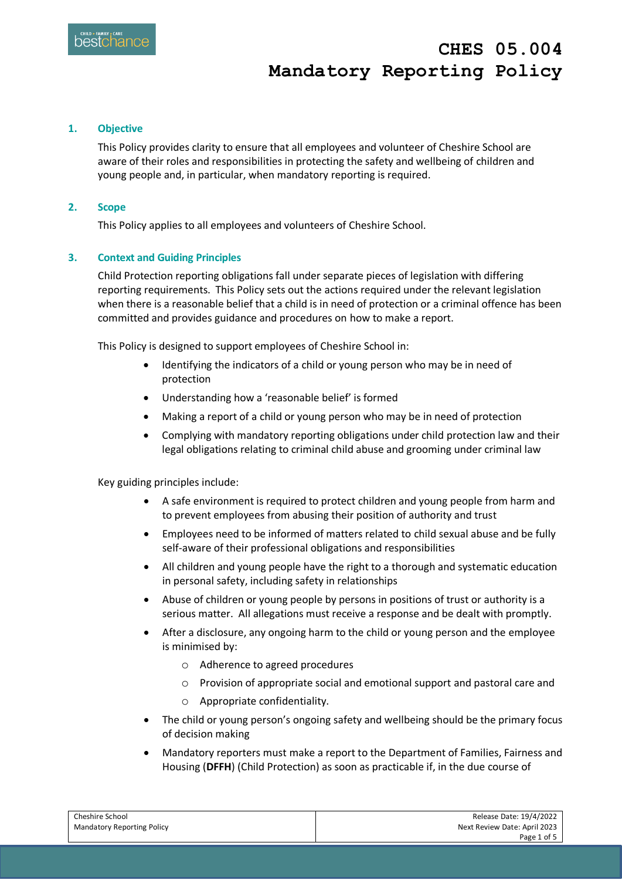# CHES 05.004
# Mandatory Reporting Policy

## 1. Objective

This Policy provides clarity to ensure that all employees and volunteer of Cheshire School are aware of their roles and responsibilities in protecting the safety and wellbeing of children and young people and, in particular, when mandatory reporting is required.

## 2. Scope

This Policy applies to all employees and volunteers of Cheshire School.

## 3. Context and Guiding Principles

Child Protection reporting obligations fall under separate pieces of legislation with differing reporting requirements. This Policy sets out the actions required under the relevant legislation when there is a reasonable belief that a child is in need of protection or a criminal offence has been committed and provides guidance and procedures on how to make a report.

This Policy is designed to support employees of Cheshire School in:

- Identifying the indicators of a child or young person who may be in need of protection
- Understanding how a 'reasonable belief' is formed
- Making a report of a child or young person who may be in need of protection
- Complying with mandatory reporting obligations under child protection law and their legal obligations relating to criminal child abuse and grooming under criminal law

Key guiding principles include:

- A safe environment is required to protect children and young people from harm and to prevent employees from abusing their position of authority and trust
- Employees need to be informed of matters related to child sexual abuse and be fully self-aware of their professional obligations and responsibilities
- All children and young people have the right to a thorough and systematic education in personal safety, including safety in relationships
- Abuse of children or young people by persons in positions of trust or authority is a serious matter. All allegations must receive a response and be dealt with promptly.
- After a disclosure, any ongoing harm to the child or young person and the employee is minimised by:
  - Adherence to agreed procedures
  - Provision of appropriate social and emotional support and pastoral care and
  - Appropriate confidentiality.
- The child or young person's ongoing safety and wellbeing should be the primary focus of decision making
- Mandatory reporters must make a report to the Department of Families, Fairness and Housing (**DFFH**) (Child Protection) as soon as practicable if, in the due course of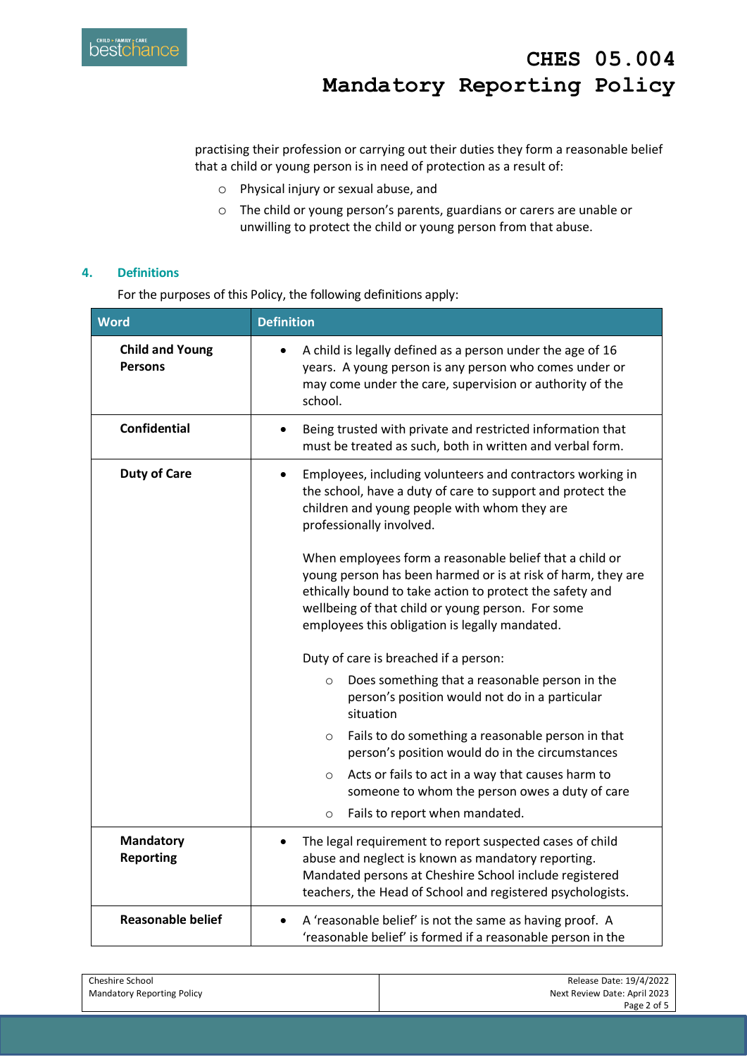practising their profession or carrying out their duties they form a reasonable belief that a child or young person is in need of protection as a result of:

- Physical injury or sexual abuse, and
- The child or young person's parents, guardians or carers are unable or unwilling to protect the child or young person from that abuse.

## 4. Definitions

For the purposes of this Policy, the following definitions apply:

| Word | Definition |
|---|---|
| **Child and Young Persons** | • A child is legally defined as a person under the age of 16 years. A young person is any person who comes under or may come under the care, supervision or authority of the school. |
| **Confidential** | • Being trusted with private and restricted information that must be treated as such, both in written and verbal form. |
| **Duty of Care** | • Employees, including volunteers and contractors working in the school, have a duty of care to support and protect the children and young people with whom they are professionally involved.<br><br>When employees form a reasonable belief that a child or young person has been harmed or is at risk of harm, they are ethically bound to take action to protect the safety and wellbeing of that child or young person. For some employees this obligation is legally mandated.<br><br>Duty of care is breached if a person:<br>○ Does something that a reasonable person in the person's position would not do in a particular situation<br>○ Fails to do something a reasonable person in that person's position would do in the circumstances<br>○ Acts or fails to act in a way that causes harm to someone to whom the person owes a duty of care<br>○ Fails to report when mandated. |
| **Mandatory Reporting** | • The legal requirement to report suspected cases of child abuse and neglect is known as mandatory reporting. Mandated persons at Cheshire School include registered teachers, the Head of School and registered psychologists. |
| **Reasonable belief** | • A 'reasonable belief' is not the same as having proof. A 'reasonable belief' is formed if a reasonable person in the |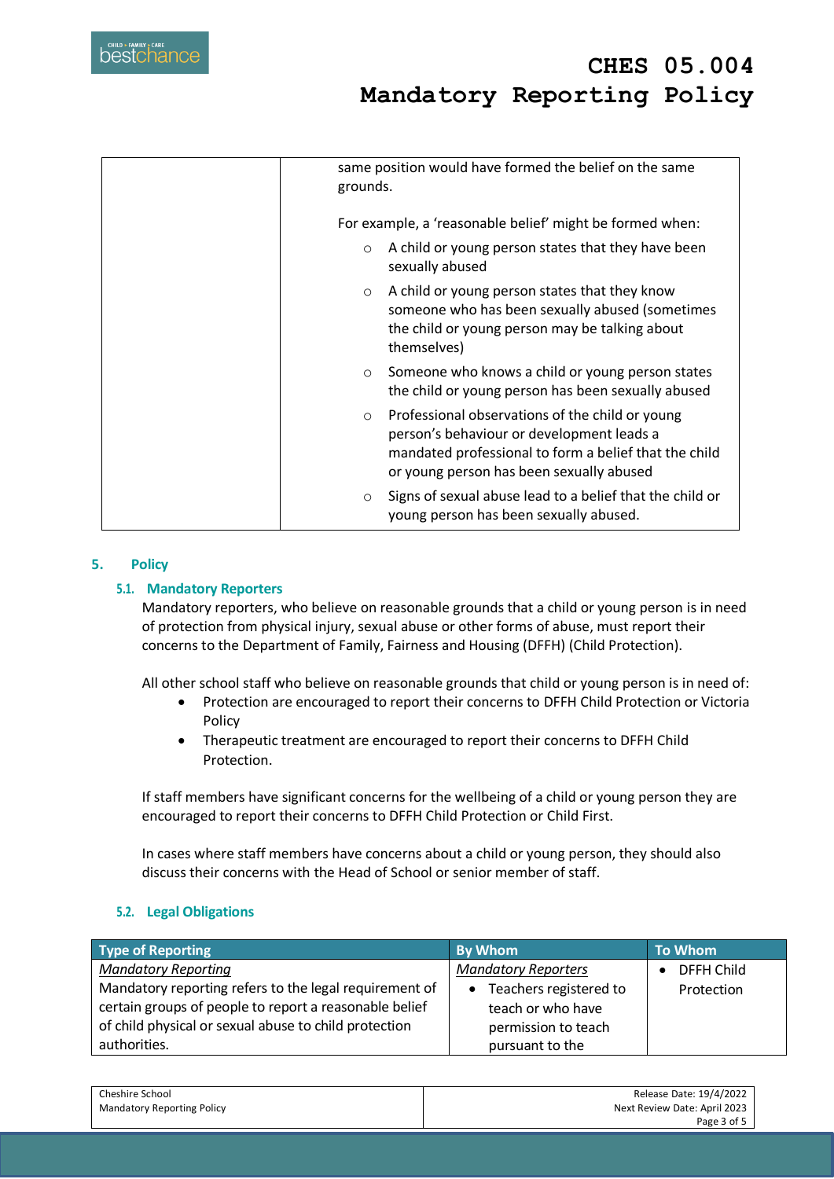| | same position would have formed the belief on the same grounds.<br><br>For example, a 'reasonable belief' might be formed when:<br>○ A child or young person states that they have been sexually abused<br>○ A child or young person states that they know someone who has been sexually abused (sometimes the child or young person may be talking about themselves)<br>○ Someone who knows a child or young person states the child or young person has been sexually abused<br>○ Professional observations of the child or young person's behaviour or development leads a mandated professional to form a belief that the child or young person has been sexually abused<br>○ Signs of sexual abuse lead to a belief that the child or young person has been sexually abused. |
|---|---|

## 5. Policy

### 5.1. Mandatory Reporters

Mandatory reporters, who believe on reasonable grounds that a child or young person is in need of protection from physical injury, sexual abuse or other forms of abuse, must report their concerns to the Department of Family, Fairness and Housing (DFFH) (Child Protection).

All other school staff who believe on reasonable grounds that child or young person is in need of:

- Protection are encouraged to report their concerns to DFFH Child Protection or Victoria Policy
- Therapeutic treatment are encouraged to report their concerns to DFFH Child Protection.

If staff members have significant concerns for the wellbeing of a child or young person they are encouraged to report their concerns to DFFH Child Protection or Child First.

In cases where staff members have concerns about a child or young person, they should also discuss their concerns with the Head of School or senior member of staff.

### 5.2. Legal Obligations

| Type of Reporting | By Whom | To Whom |
|---|---|---|
| *Mandatory Reporting*<br>Mandatory reporting refers to the legal requirement of certain groups of people to report a reasonable belief of child physical or sexual abuse to child protection authorities. | *Mandatory Reporters*<br>• Teachers registered to teach or who have permission to teach pursuant to the | • DFFH Child Protection |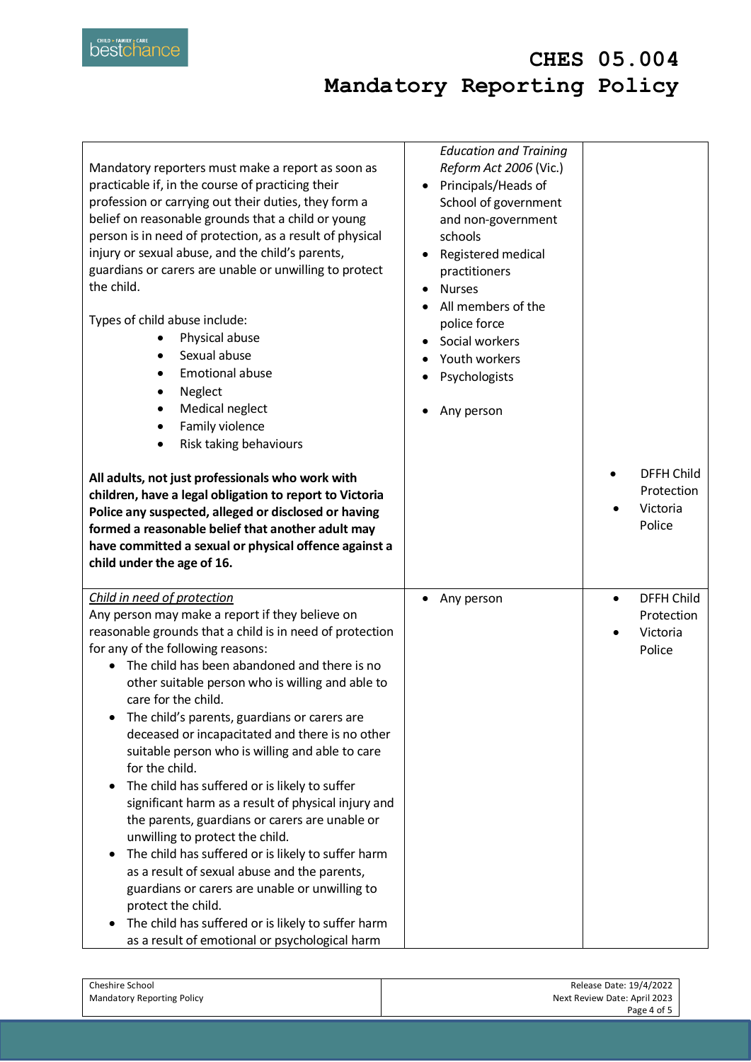| | | |
|---|---|---|
| Mandatory reporters must make a report as soon as practicable if, in the course of practicing their profession or carrying out their duties, they form a belief on reasonable grounds that a child or young person is in need of protection, as a result of physical injury or sexual abuse, and the child's parents, guardians or carers are unable or unwilling to protect the child.<br><br>Types of child abuse include:<br>• Physical abuse<br>• Sexual abuse<br>• Emotional abuse<br>• Neglect<br>• Medical neglect<br>• Family violence<br>• Risk taking behaviours<br><br>**All adults, not just professionals who work with children, have a legal obligation to report to Victoria Police any suspected, alleged or disclosed or having formed a reasonable belief that another adult may have committed a sexual or physical offence against a child under the age of 16.** | *Education and Training Reform Act 2006* (Vic.)<br>• Principals/Heads of School of government and non-government schools<br>• Registered medical practitioners<br>• Nurses<br>• All members of the police force<br>• Social workers<br>• Youth workers<br>• Psychologists<br><br>• Any person | • DFFH Child Protection<br>• Victoria Police |
| *Child in need of protection*<br>Any person may make a report if they believe on reasonable grounds that a child is in need of protection for any of the following reasons:<br>• The child has been abandoned and there is no other suitable person who is willing and able to care for the child.<br>• The child's parents, guardians or carers are deceased or incapacitated and there is no other suitable person who is willing and able to care for the child.<br>• The child has suffered or is likely to suffer significant harm as a result of physical injury and the parents, guardians or carers are unable or unwilling to protect the child.<br>• The child has suffered or is likely to suffer harm as a result of sexual abuse and the parents, guardians or carers are unable or unwilling to protect the child.<br>• The child has suffered or is likely to suffer harm as a result of emotional or psychological harm | • Any person | • DFFH Child Protection<br>• Victoria Police |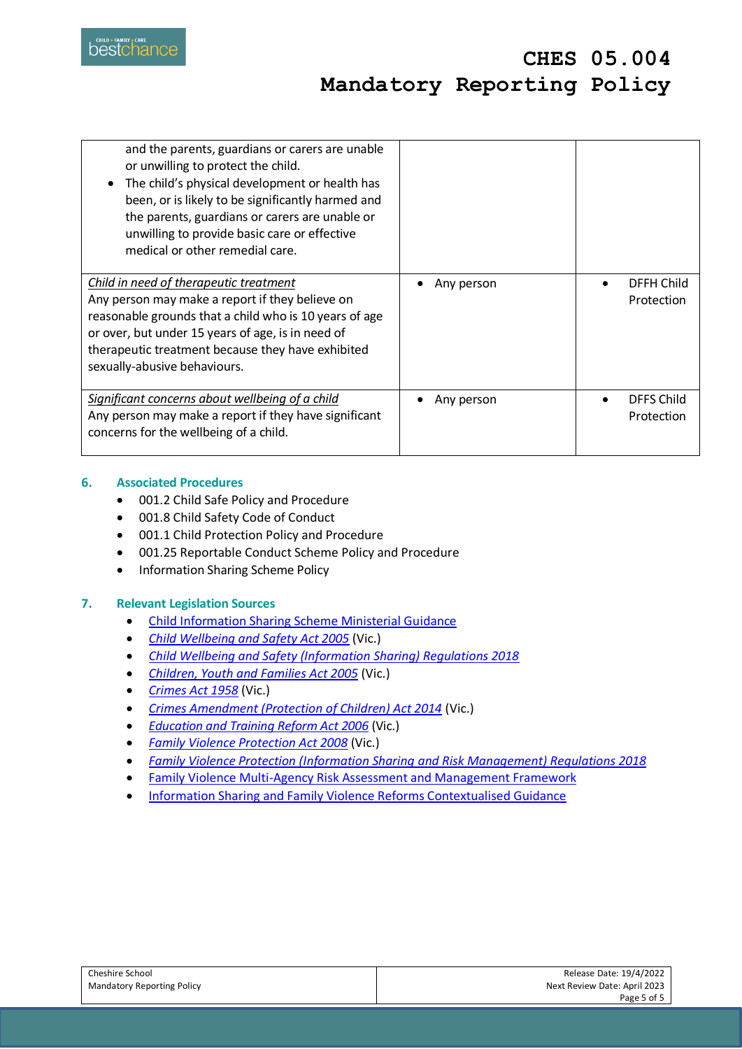| | | |
|---|---|---|
| and the parents, guardians or carers are unable or unwilling to protect the child.<br>• The child's physical development or health has been, or is likely to be significantly harmed and the parents, guardians or carers are unable or unwilling to provide basic care or effective medical or other remedial care. | | |
| _Child in need of therapeutic treatment_<br>Any person may make a report if they believe on reasonable grounds that a child who is 10 years of age or over, but under 15 years of age, is in need of therapeutic treatment because they have exhibited sexually-abusive behaviours. | • Any person | • DFFH Child Protection |
| _Significant concerns about wellbeing of a child_<br>Any person may make a report if they have significant concerns for the wellbeing of a child. | • Any person | • DFFS Child Protection |

## 6. Associated Procedures

- 001.2 Child Safe Policy and Procedure
- 001.8 Child Safety Code of Conduct
- 001.1 Child Protection Policy and Procedure
- 001.25 Reportable Conduct Scheme Policy and Procedure
- Information Sharing Scheme Policy

## 7. Relevant Legislation Sources

- Child Information Sharing Scheme Ministerial Guidance
- *Child Wellbeing and Safety Act 2005* (Vic.)
- *Child Wellbeing and Safety (Information Sharing) Regulations 2018*
- *Children, Youth and Families Act 2005* (Vic.)
- *Crimes Act 1958* (Vic.)
- *Crimes Amendment (Protection of Children) Act 2014* (Vic.)
- *Education and Training Reform Act 2006* (Vic.)
- *Family Violence Protection Act 2008* (Vic.)
- *Family Violence Protection (Information Sharing and Risk Management) Regulations 2018*
- Family Violence Multi-Agency Risk Assessment and Management Framework
- Information Sharing and Family Violence Reforms Contextualised Guidance